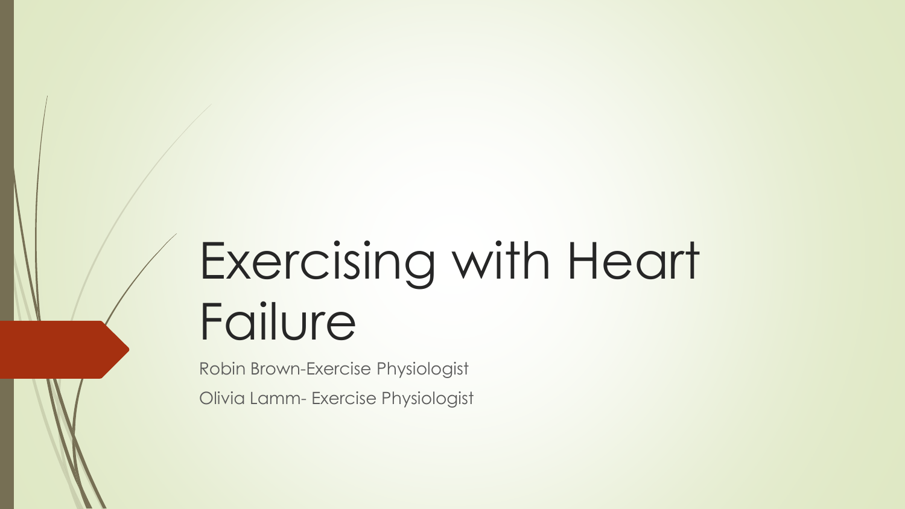# Exercising with Heart Failure

Robin Brown-Exercise Physiologist

Olivia Lamm- Exercise Physiologist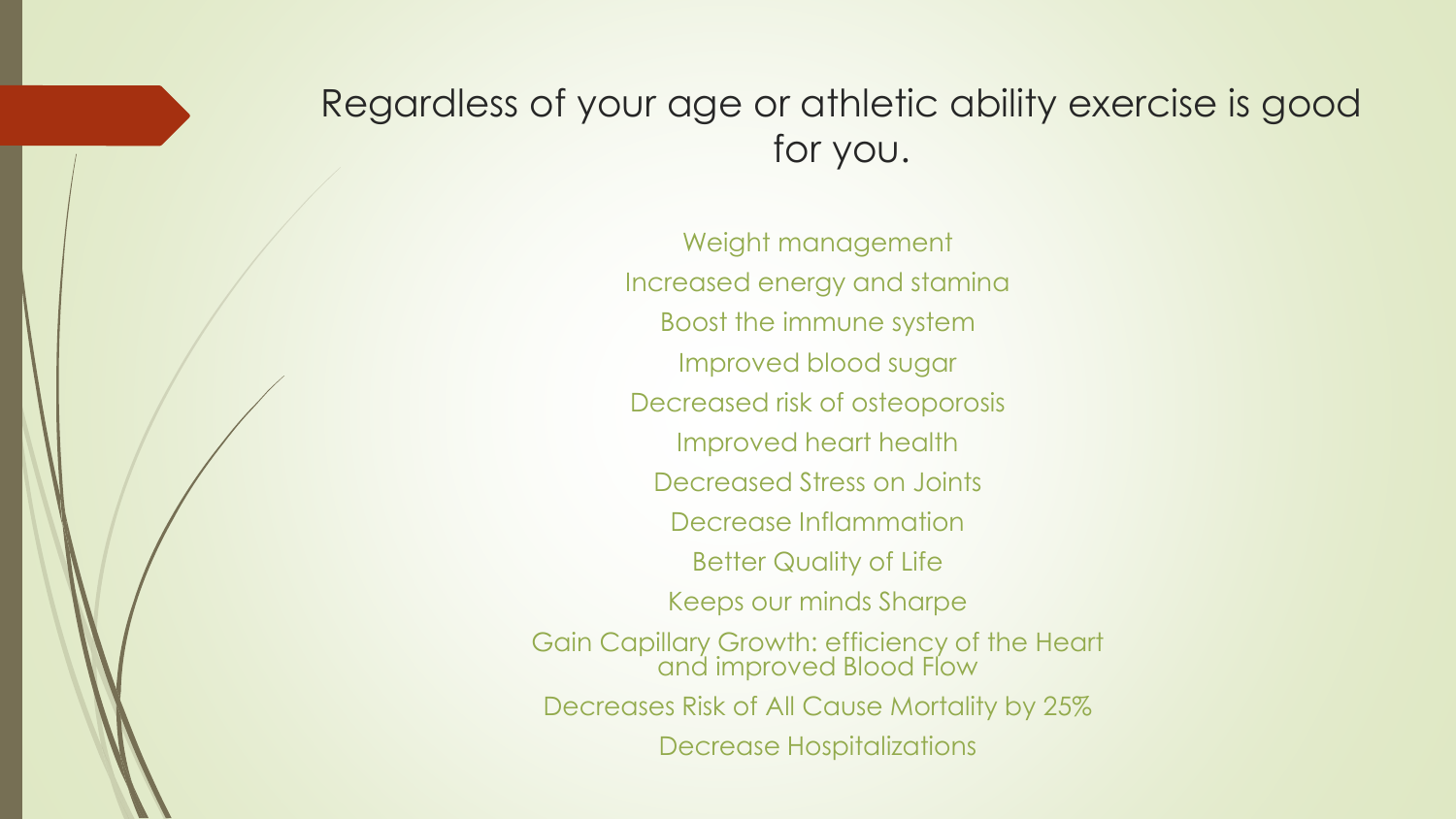## Regardless of your age or athletic ability exercise is good for you.

Weight management

Increased energy and stamina

Boost the immune system

Improved blood sugar

Decreased risk of osteoporosis

Improved heart health

Decreased Stress on Joints

Decrease Inflammation

Better Quality of Life

Keeps our minds Sharpe

Gain Capillary Growth: efficiency of the Heart and improved Blood Flow

Decreases Risk of All Cause Mortality by 25%

Decrease Hospitalizations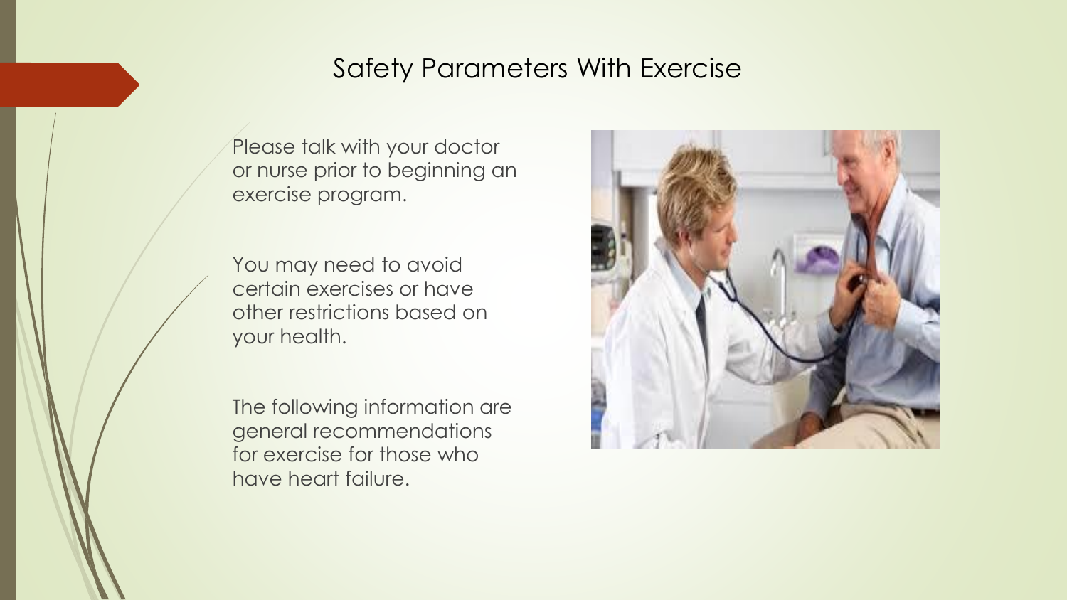# Safety Parameters With Exercise

Please talk with your doctor or nurse prior to beginning an exercise program.

You may need to avoid certain exercises or have other restrictions based on your health.

The following information are general recommendations for exercise for those who have heart failure.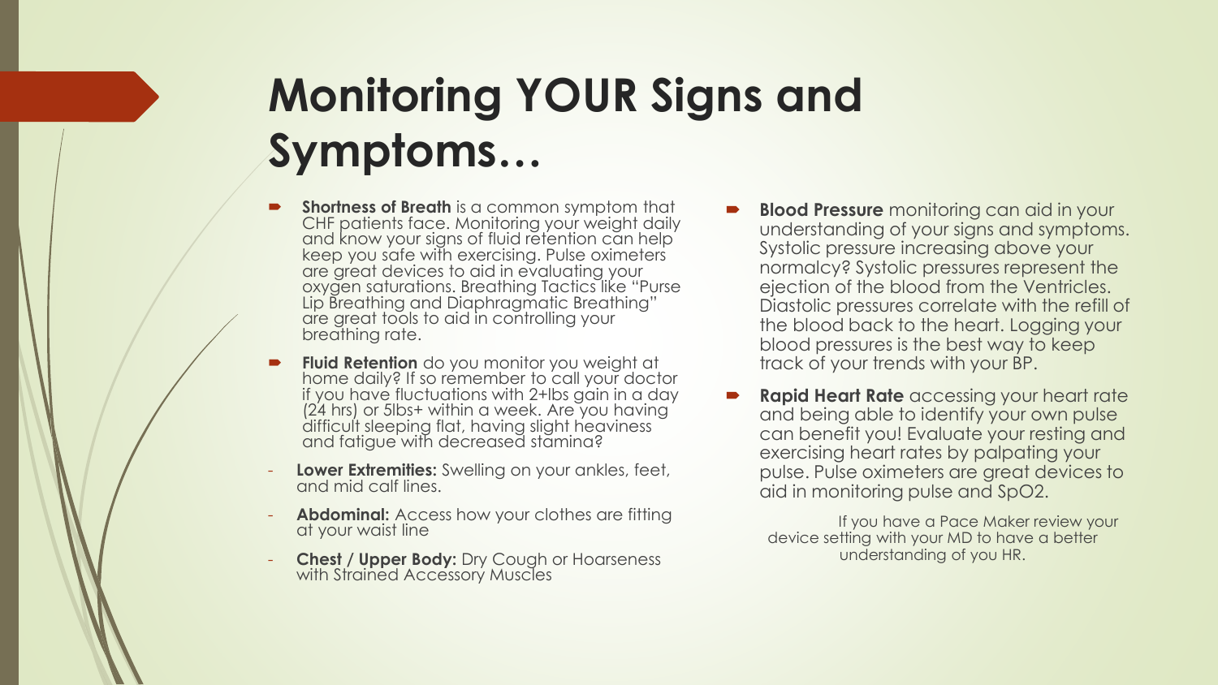# Monitoring YOUR Signs and Symptoms…

- **Shortness of Breath** is a common symptom that CHF patients face. Monitoring your weight daily and know your signs of fluid retention can help keep you safe with exercising. Pulse oximeters are great devices to aid in evaluating your oxygen saturations. Breathing Tactics like "Purse Lip Breathing and Diaphragmatic Breathing" are great tools to aid in controlling your breathing rate.
- **Fluid Retention** do you monitor you weight at home daily? If so remember to call your doctor if you have fluctuations with 2+lbs gain in a day (24 hrs) or 5lbs+ within a week. Are you having difficult sleeping flat, having slight heaviness and fatigue with decreased stamina?
  - **Lower Extremities:** Swelling on your ankles, feet, and mid calf lines.
  - **Abdominal:** Access how your clothes are fitting at your waist line
  - **Chest / Upper Body:** Dry Cough or Hoarseness with Strained Accessory Muscles
- **Blood Pressure** monitoring can aid in your understanding of your signs and symptoms. Systolic pressure increasing above your normalcy? Systolic pressures represent the ejection of the blood from the Ventricles. Diastolic pressures correlate with the refill of the blood back to the heart. Logging your blood pressures is the best way to keep track of your trends with your BP.
- **Rapid Heart Rate** accessing your heart rate and being able to identify your own pulse can benefit you! Evaluate your resting and exercising heart rates by palpating your pulse. Pulse oximeters are great devices to aid in monitoring pulse and SpO2.

If you have a Pace Maker review your device setting with your MD to have a better understanding of you HR.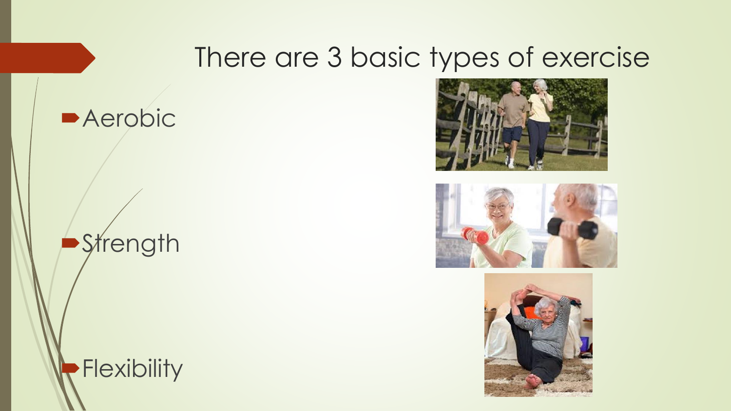# There are 3 basic types of exercise

- Aerobic
- Strength
- Flexibility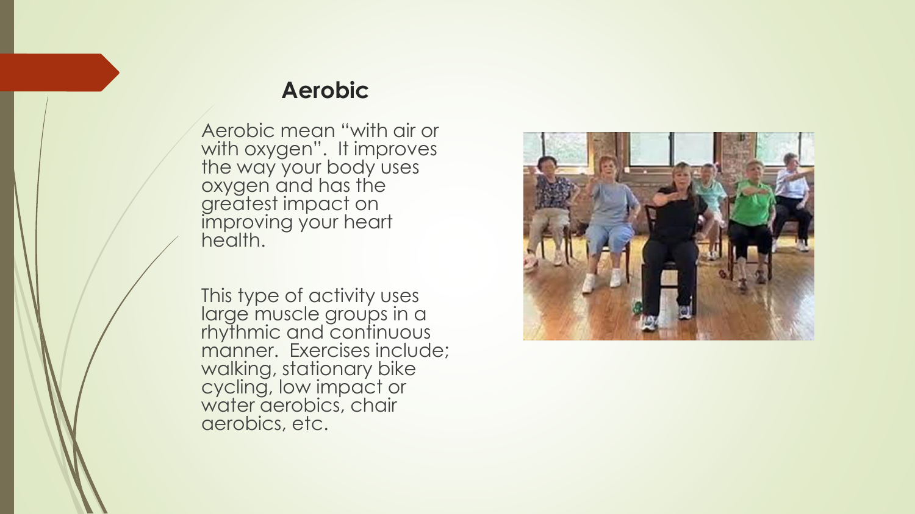## Aerobic

Aerobic mean "with air or with oxygen". It improves the way your body uses oxygen and has the greatest impact on improving your heart health.

This type of activity uses large muscle groups in a rhythmic and continuous manner. Exercises include; walking, stationary bike cycling, low impact or water aerobics, chair aerobics, etc.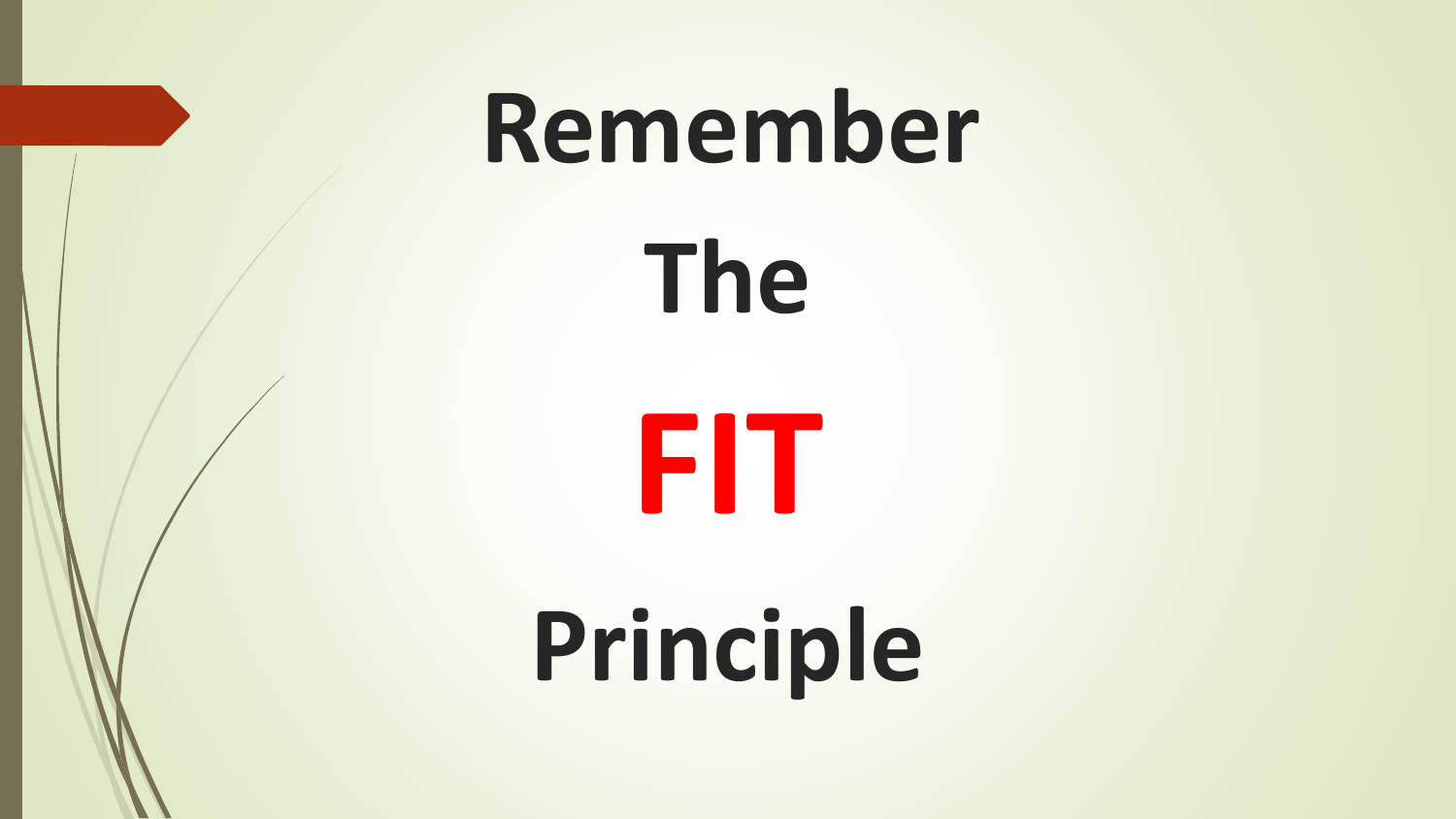# Remember

# The

# **FIT**

# Principle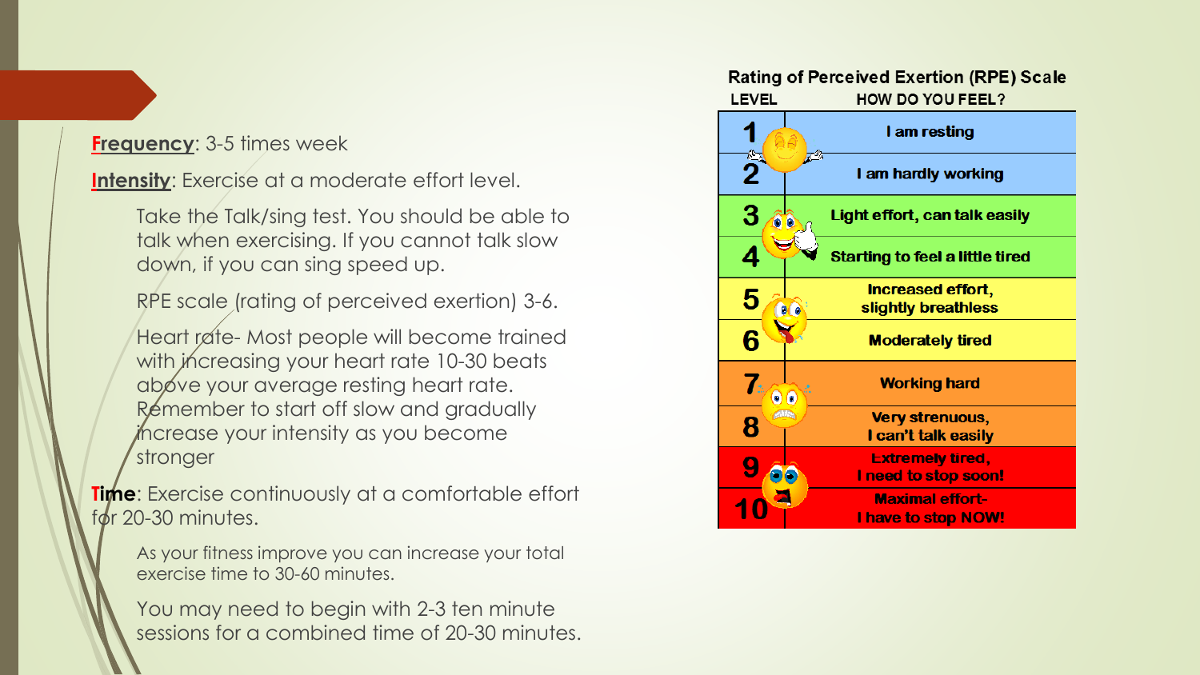**Frequency**: 3-5 times week

**Intensity**: Exercise at a moderate effort level.

- Take the Talk/sing test. You should be able to talk when exercising. If you cannot talk slow down, if you can sing speed up.
- RPE scale (rating of perceived exertion) 3-6.
- Heart rate- Most people will become trained with increasing your heart rate 10-30 beats above your average resting heart rate. Remember to start off slow and gradually increase your intensity as you become stronger

**Time**: Exercise continuously at a comfortable effort for 20-30 minutes.

- As your fitness improve you can increase your total exercise time to 30-60 minutes.
- You may need to begin with 2-3 ten minute sessions for a combined time of 20-30 minutes.

**Rating of Perceived Exertion (RPE) Scale**

| LEVEL | HOW DO YOU FEEL? |
| --- | --- |
| 1 | I am resting |
| 2 | I am hardly working |
| 3 | Light effort, can talk easily |
| 4 | Starting to feel a little tired |
| 5 | Increased effort, slightly breathless |
| 6 | Moderately tired |
| 7 | Working hard |
| 8 | Very strenuous, I can't talk easily |
| 9 | Extremely tired, I need to stop soon! |
| 10 | Maximal effort- I have to stop NOW! |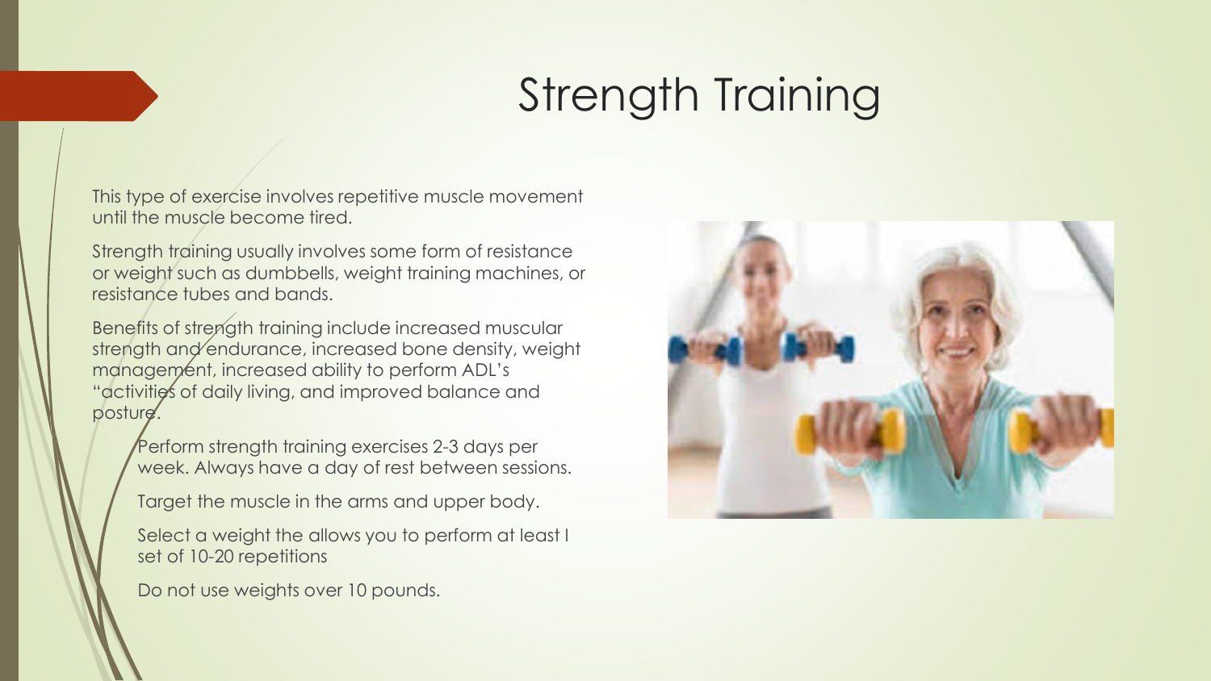# Strength Training

This type of exercise involves repetitive muscle movement until the muscle become tired.

Strength training usually involves some form of resistance or weight such as dumbbells, weight training machines, or resistance tubes and bands.

Benefits of strength training include increased muscular strength and endurance, increased bone density, weight management, increased ability to perform ADL's "activities of daily living, and improved balance and posture.

- Perform strength training exercises 2-3 days per week. Always have a day of rest between sessions.
- Target the muscle in the arms and upper body.
- Select a weight the allows you to perform at least I set of 10-20 repetitions
- Do not use weights over 10 pounds.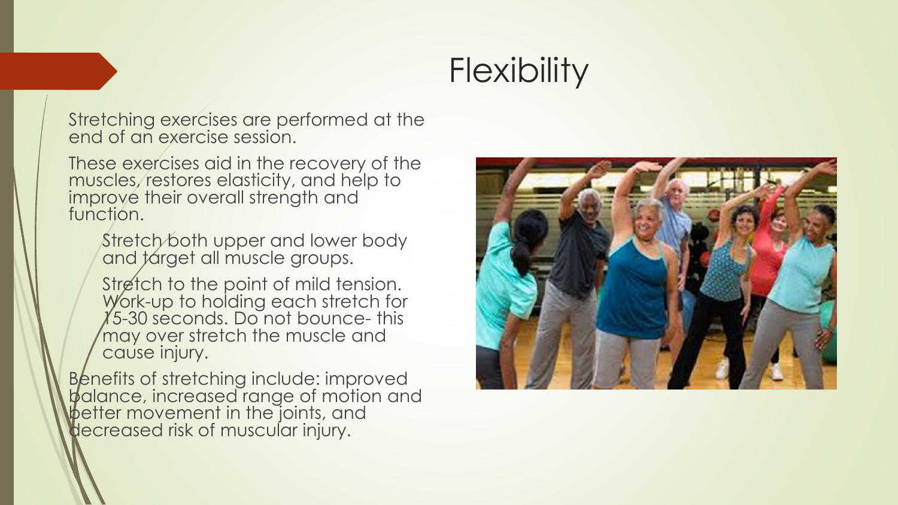# Flexibility

Stretching exercises are performed at the end of an exercise session.

These exercises aid in the recovery of the muscles, restores elasticity, and help to improve their overall strength and function.

- Stretch both upper and lower body and target all muscle groups.
- Stretch to the point of mild tension. Work-up to holding each stretch for 15-30 seconds. Do not bounce- this may over stretch the muscle and cause injury.

Benefits of stretching include: improved balance, increased range of motion and better movement in the joints, and decreased risk of muscular injury.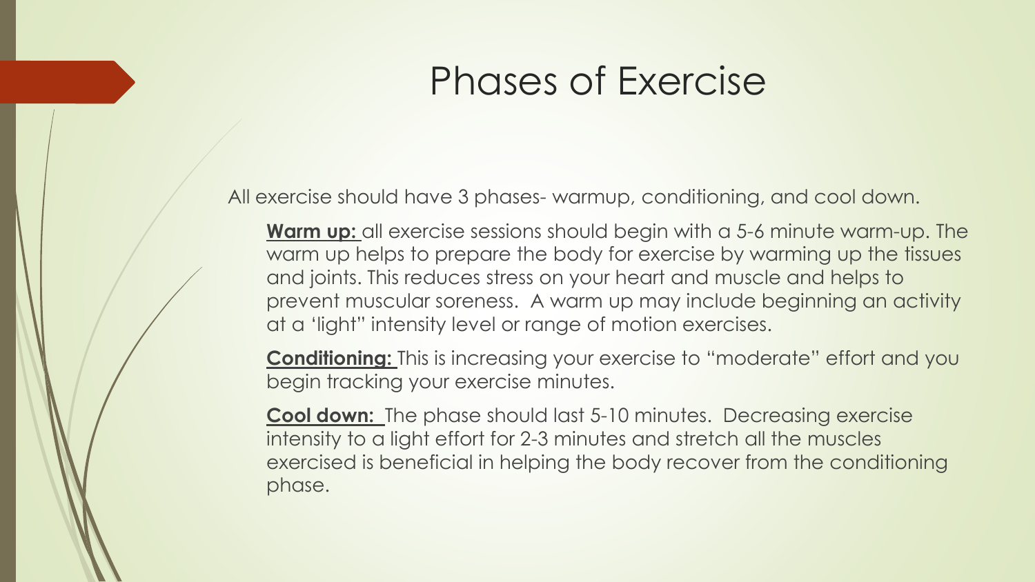# Phases of Exercise

All exercise should have 3 phases- warmup, conditioning, and cool down.

**Warm up:** all exercise sessions should begin with a 5-6 minute warm-up. The warm up helps to prepare the body for exercise by warming up the tissues and joints. This reduces stress on your heart and muscle and helps to prevent muscular soreness. A warm up may include beginning an activity at a 'light" intensity level or range of motion exercises.

**Conditioning:** This is increasing your exercise to "moderate" effort and you begin tracking your exercise minutes.

**Cool down:** The phase should last 5-10 minutes. Decreasing exercise intensity to a light effort for 2-3 minutes and stretch all the muscles exercised is beneficial in helping the body recover from the conditioning phase.